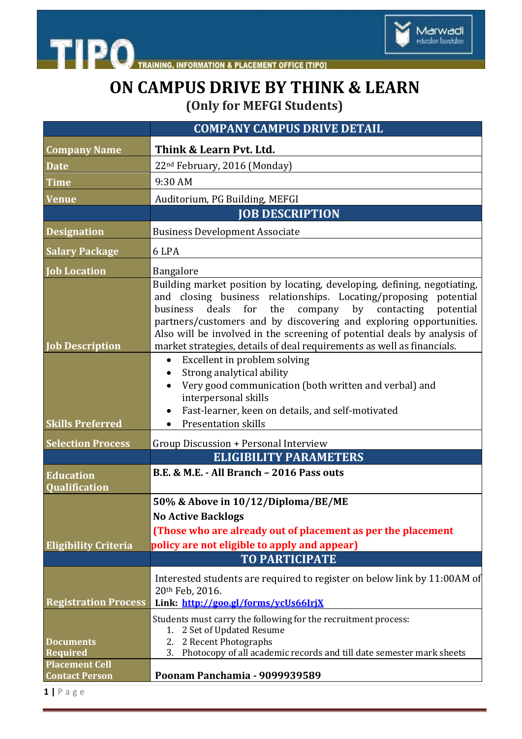# ON CAMPUS DRIVE BY THINK & LEARN

## (Only for MEFGI Students)

| | COMPANY CAMPUS DRIVE DETAIL |
|---|---|
| **Company Name** | **Think & Learn Pvt. Ltd.** |
| **Date** | 22nd February, 2016 (Monday) |
| **Time** | 9:30 AM |
| **Venue** | Auditorium, PG Building, MEFGI |
| | **JOB DESCRIPTION** |
| **Designation** | Business Development Associate |
| **Salary Package** | 6 LPA |
| **Job Location** | Bangalore |
| **Job Description** | Building market position by locating, developing, defining, negotiating, and closing business relationships. Locating/proposing potential business deals for the company by contacting potential partners/customers and by discovering and exploring opportunities. Also will be involved in the screening of potential deals by analysis of market strategies, details of deal requirements as well as financials. |
| **Skills Preferred** | • Excellent in problem solving<br>• Strong analytical ability<br>• Very good communication (both written and verbal) and interpersonal skills<br>• Fast-learner, keen on details, and self-motivated<br>• Presentation skills |
| **Selection Process** | Group Discussion + Personal Interview |
| | **ELIGIBILITY PARAMETERS** |
| **Education Qualification** | **B.E. & M.E. - All Branch – 2016 Pass outs** |
| **Eligibility Criteria** | **50% & Above in 10/12/Diploma/BE/ME**<br>**No Active Backlogs**<br>**(Those who are already out of placement as per the placement policy are not eligible to apply and appear)** |
| | **TO PARTICIPATE** |
| **Registration Process** | Interested students are required to register on below link by 11:00AM of 20th Feb, 2016.<br>**Link: http://goo.gl/forms/ycUs66IrjX** |
| **Documents Required** | Students must carry the following for the recruitment process:<br>1. 2 Set of Updated Resume<br>2. 2 Recent Photographs<br>3. Photocopy of all academic records and till date semester mark sheets |
| **Placement Cell Contact Person** | **Poonam Panchamia - 9099939589** |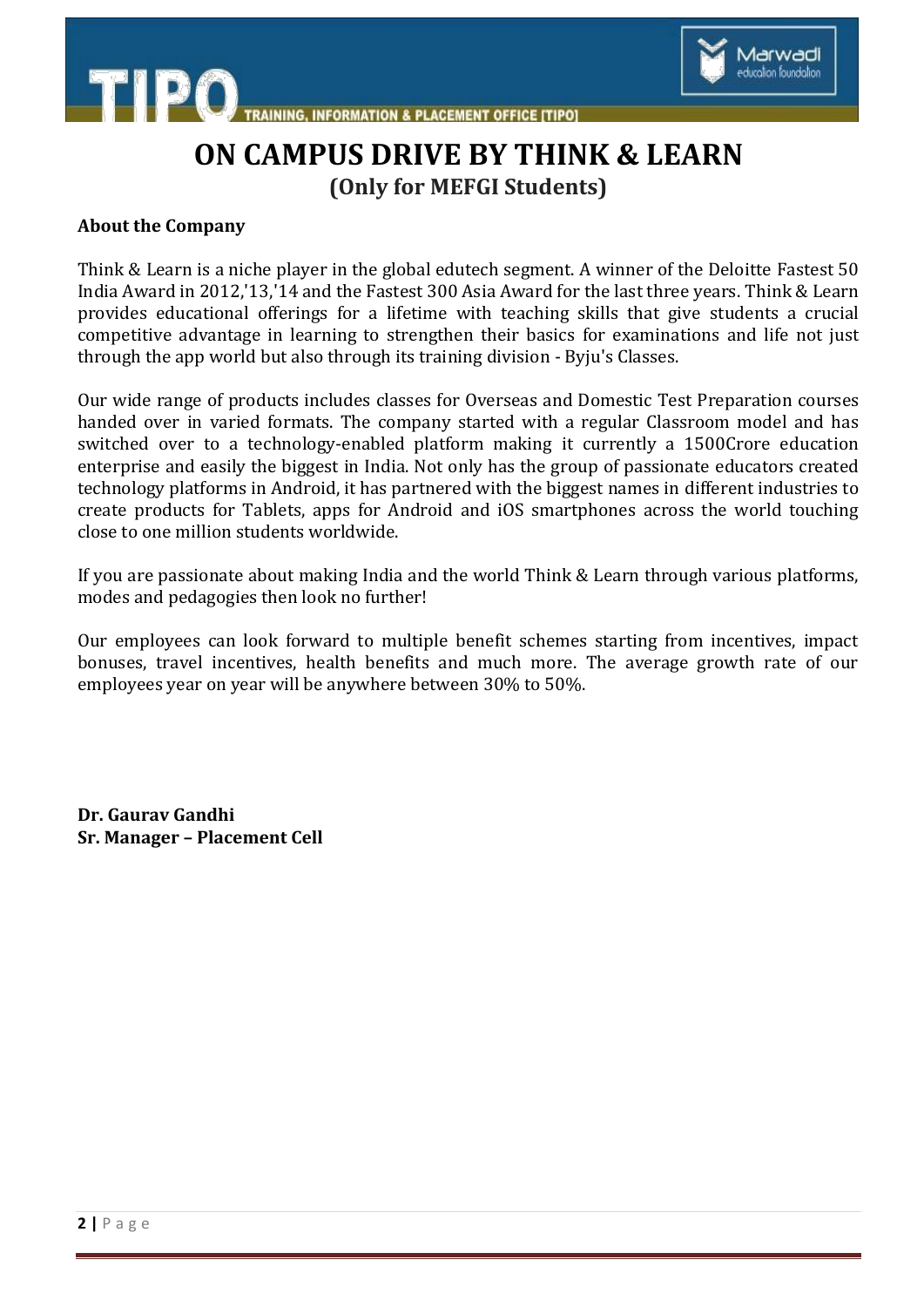# ON CAMPUS DRIVE BY THINK & LEARN

## (Only for MEFGI Students)

**About the Company**

Think & Learn is a niche player in the global edutech segment. A winner of the Deloitte Fastest 50 India Award in 2012,'13,'14 and the Fastest 300 Asia Award for the last three years. Think & Learn provides educational offerings for a lifetime with teaching skills that give students a crucial competitive advantage in learning to strengthen their basics for examinations and life not just through the app world but also through its training division - Byju's Classes.

Our wide range of products includes classes for Overseas and Domestic Test Preparation courses handed over in varied formats. The company started with a regular Classroom model and has switched over to a technology-enabled platform making it currently a 1500Crore education enterprise and easily the biggest in India. Not only has the group of passionate educators created technology platforms in Android, it has partnered with the biggest names in different industries to create products for Tablets, apps for Android and iOS smartphones across the world touching close to one million students worldwide.

If you are passionate about making India and the world Think & Learn through various platforms, modes and pedagogies then look no further!

Our employees can look forward to multiple benefit schemes starting from incentives, impact bonuses, travel incentives, health benefits and much more. The average growth rate of our employees year on year will be anywhere between 30% to 50%.

**Dr. Gaurav Gandhi**
**Sr. Manager – Placement Cell**